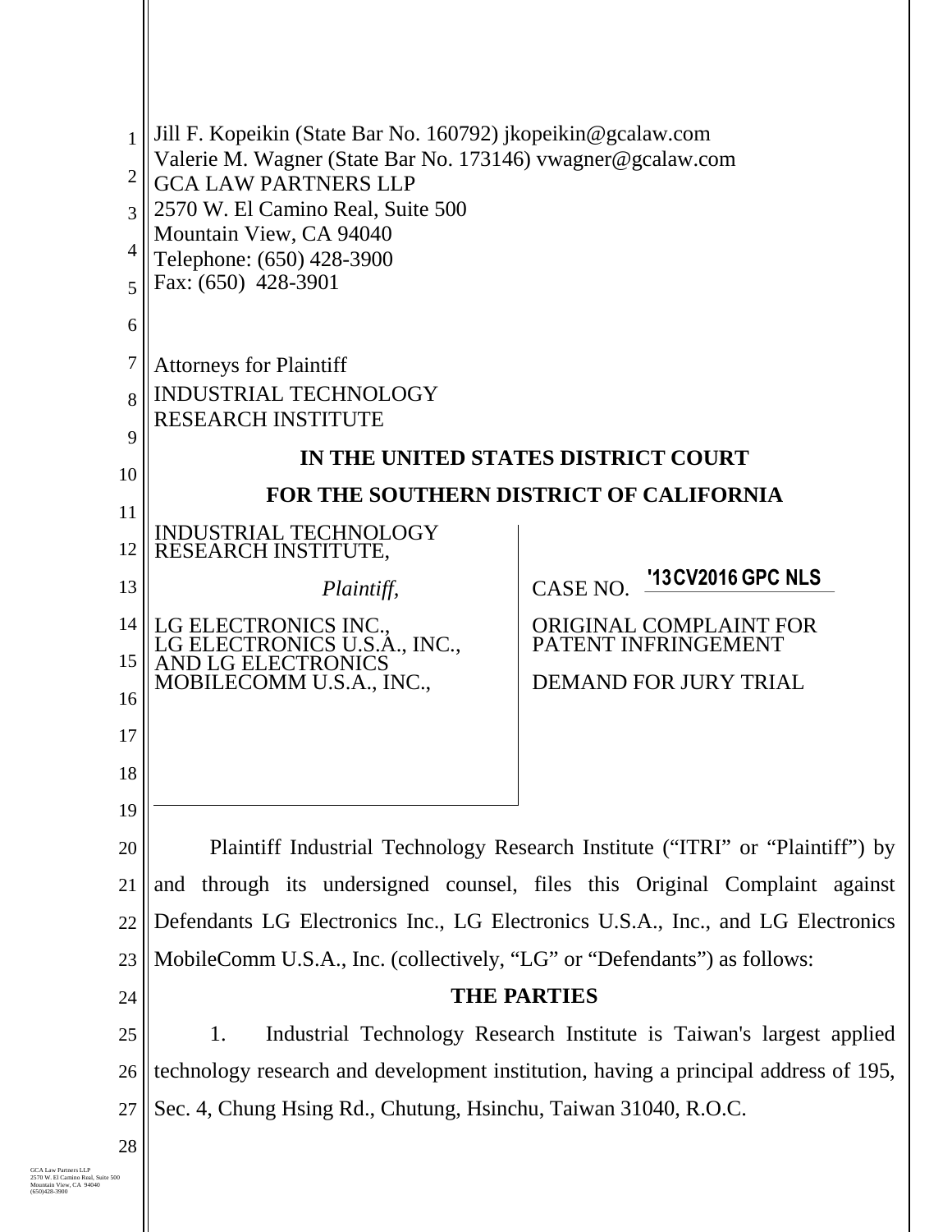Jill F. Kopeikin (State Bar No. 160792) jkopeikin@gcalaw.com
Valerie M. Wagner (State Bar No. 173146) vwagner@gcalaw.com
GCA LAW PARTNERS LLP
2570 W. El Camino Real, Suite 500
Mountain View, CA 94040
Telephone: (650) 428-3900
Fax: (650) 428-3901

Attorneys for Plaintiff
INDUSTRIAL TECHNOLOGY
RESEARCH INSTITUTE

**IN THE UNITED STATES DISTRICT COURT**

**FOR THE SOUTHERN DISTRICT OF CALIFORNIA**

| | |
|---|---|
| INDUSTRIAL TECHNOLOGY RESEARCH INSTITUTE,<br><br>*Plaintiff,*<br><br>LG ELECTRONICS INC., LG ELECTRONICS U.S.A., INC., AND LG ELECTRONICS MOBILECOMM U.S.A., INC., | CASE NO. **'13CV2016 GPC NLS**<br><br>ORIGINAL COMPLAINT FOR PATENT INFRINGEMENT<br><br>DEMAND FOR JURY TRIAL |

Plaintiff Industrial Technology Research Institute ("ITRI" or "Plaintiff") by and through its undersigned counsel, files this Original Complaint against Defendants LG Electronics Inc., LG Electronics U.S.A., Inc., and LG Electronics MobileComm U.S.A., Inc. (collectively, "LG" or "Defendants") as follows:

**THE PARTIES**

1. Industrial Technology Research Institute is Taiwan's largest applied technology research and development institution, having a principal address of 195, Sec. 4, Chung Hsing Rd., Chutung, Hsinchu, Taiwan 31040, R.O.C.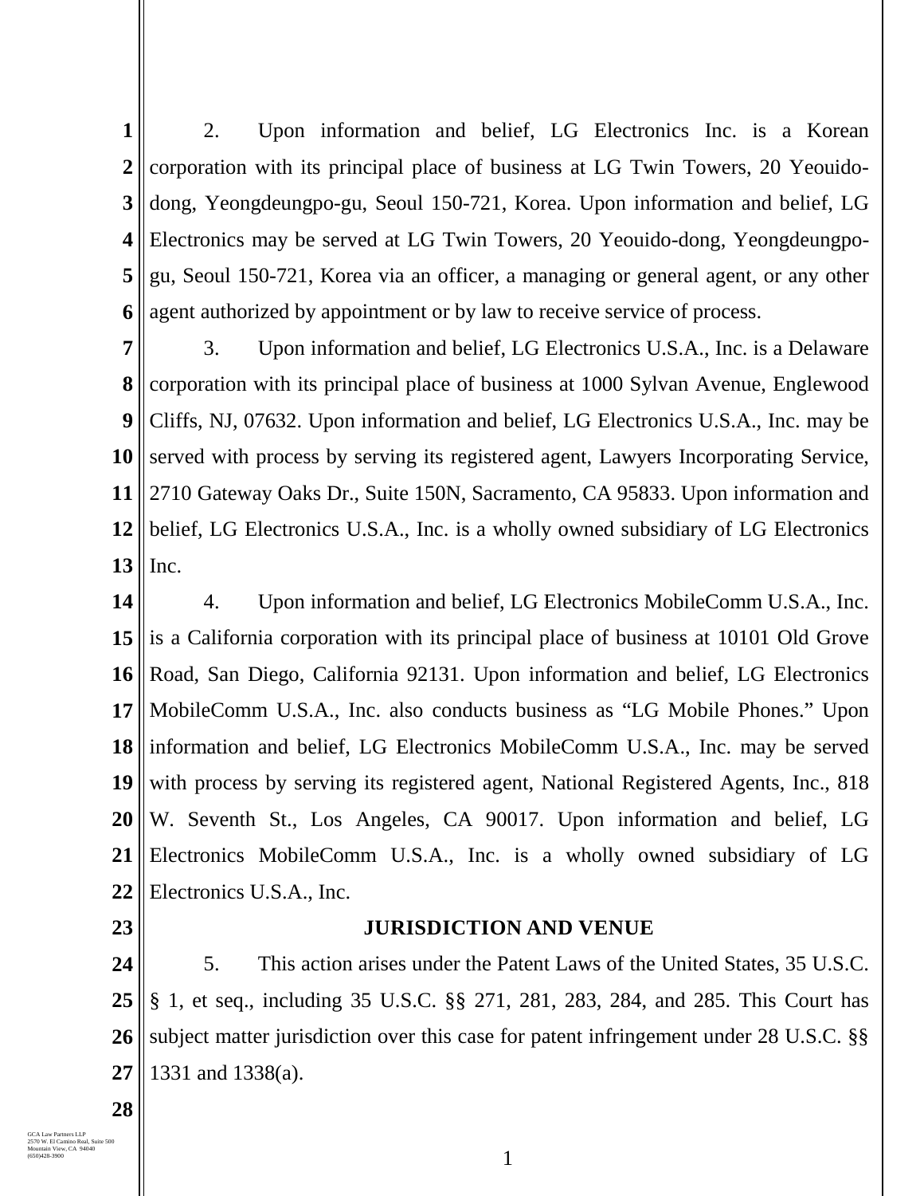2. Upon information and belief, LG Electronics Inc. is a Korean corporation with its principal place of business at LG Twin Towers, 20 Yeouido-dong, Yeongdeungpo-gu, Seoul 150-721, Korea. Upon information and belief, LG Electronics may be served at LG Twin Towers, 20 Yeouido-dong, Yeongdeungpo-gu, Seoul 150-721, Korea via an officer, a managing or general agent, or any other agent authorized by appointment or by law to receive service of process.

3. Upon information and belief, LG Electronics U.S.A., Inc. is a Delaware corporation with its principal place of business at 1000 Sylvan Avenue, Englewood Cliffs, NJ, 07632. Upon information and belief, LG Electronics U.S.A., Inc. may be served with process by serving its registered agent, Lawyers Incorporating Service, 2710 Gateway Oaks Dr., Suite 150N, Sacramento, CA 95833. Upon information and belief, LG Electronics U.S.A., Inc. is a wholly owned subsidiary of LG Electronics Inc.

4. Upon information and belief, LG Electronics MobileComm U.S.A., Inc. is a California corporation with its principal place of business at 10101 Old Grove Road, San Diego, California 92131. Upon information and belief, LG Electronics MobileComm U.S.A., Inc. also conducts business as "LG Mobile Phones." Upon information and belief, LG Electronics MobileComm U.S.A., Inc. may be served with process by serving its registered agent, National Registered Agents, Inc., 818 W. Seventh St., Los Angeles, CA 90017. Upon information and belief, LG Electronics MobileComm U.S.A., Inc. is a wholly owned subsidiary of LG Electronics U.S.A., Inc.

## JURISDICTION AND VENUE

5. This action arises under the Patent Laws of the United States, 35 U.S.C. § 1, et seq., including 35 U.S.C. §§ 271, 281, 283, 284, and 285. This Court has subject matter jurisdiction over this case for patent infringement under 28 U.S.C. §§ 1331 and 1338(a).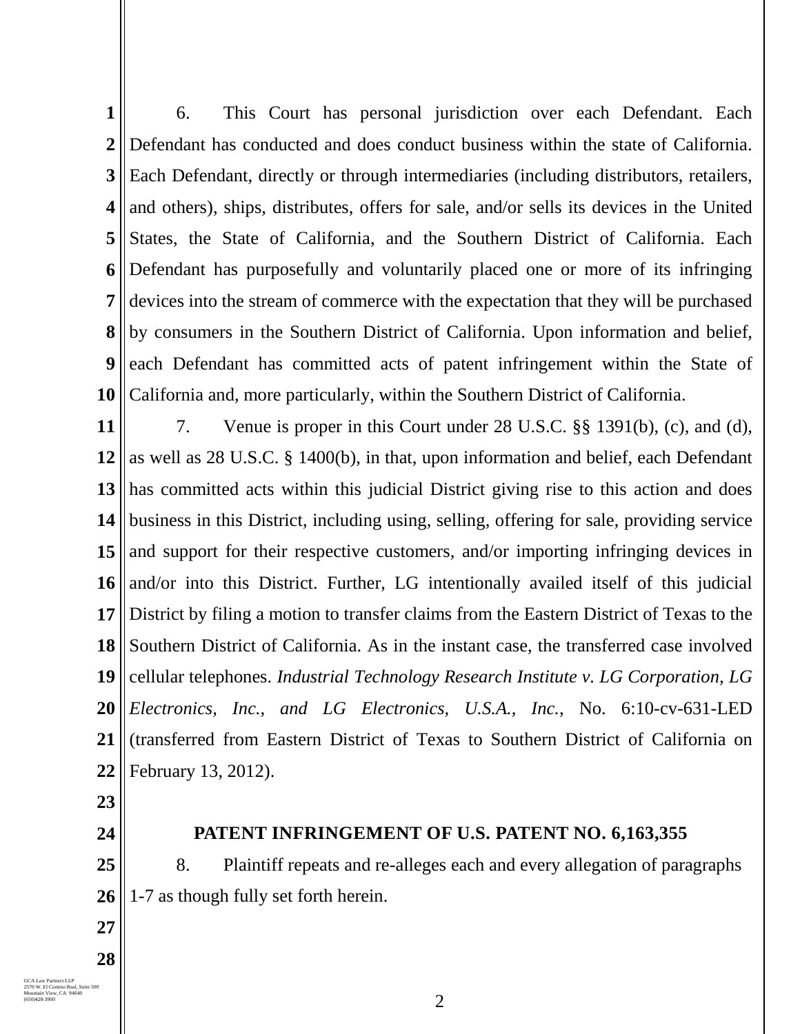6. This Court has personal jurisdiction over each Defendant. Each Defendant has conducted and does conduct business within the state of California. Each Defendant, directly or through intermediaries (including distributors, retailers, and others), ships, distributes, offers for sale, and/or sells its devices in the United States, the State of California, and the Southern District of California. Each Defendant has purposefully and voluntarily placed one or more of its infringing devices into the stream of commerce with the expectation that they will be purchased by consumers in the Southern District of California. Upon information and belief, each Defendant has committed acts of patent infringement within the State of California and, more particularly, within the Southern District of California.

7. Venue is proper in this Court under 28 U.S.C. §§ 1391(b), (c), and (d), as well as 28 U.S.C. § 1400(b), in that, upon information and belief, each Defendant has committed acts within this judicial District giving rise to this action and does business in this District, including using, selling, offering for sale, providing service and support for their respective customers, and/or importing infringing devices in and/or into this District. Further, LG intentionally availed itself of this judicial District by filing a motion to transfer claims from the Eastern District of Texas to the Southern District of California. As in the instant case, the transferred case involved cellular telephones. *Industrial Technology Research Institute v. LG Corporation, LG Electronics, Inc., and LG Electronics, U.S.A., Inc.*, No. 6:10-cv-631-LED (transferred from Eastern District of Texas to Southern District of California on February 13, 2012).

**PATENT INFRINGEMENT OF U.S. PATENT NO. 6,163,355**

8. Plaintiff repeats and re-alleges each and every allegation of paragraphs 1-7 as though fully set forth herein.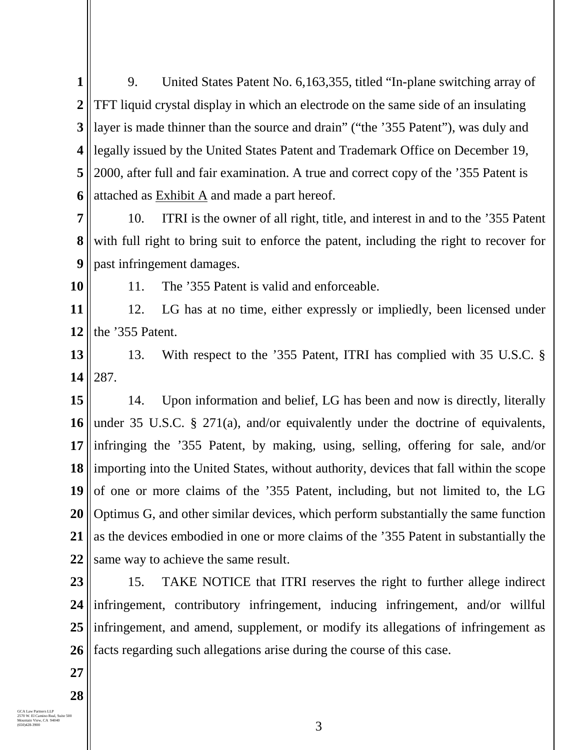9. United States Patent No. 6,163,355, titled "In-plane switching array of TFT liquid crystal display in which an electrode on the same side of an insulating layer is made thinner than the source and drain" ("the '355 Patent"), was duly and legally issued by the United States Patent and Trademark Office on December 19, 2000, after full and fair examination. A true and correct copy of the '355 Patent is attached as Exhibit A and made a part hereof.

10. ITRI is the owner of all right, title, and interest in and to the '355 Patent with full right to bring suit to enforce the patent, including the right to recover for past infringement damages.

11. The '355 Patent is valid and enforceable.

12. LG has at no time, either expressly or impliedly, been licensed under the '355 Patent.

13. With respect to the '355 Patent, ITRI has complied with 35 U.S.C. § 287.

14. Upon information and belief, LG has been and now is directly, literally under 35 U.S.C. § 271(a), and/or equivalently under the doctrine of equivalents, infringing the '355 Patent, by making, using, selling, offering for sale, and/or importing into the United States, without authority, devices that fall within the scope of one or more claims of the '355 Patent, including, but not limited to, the LG Optimus G, and other similar devices, which perform substantially the same function as the devices embodied in one or more claims of the '355 Patent in substantially the same way to achieve the same result.

15. TAKE NOTICE that ITRI reserves the right to further allege indirect infringement, contributory infringement, inducing infringement, and/or willful infringement, and amend, supplement, or modify its allegations of infringement as facts regarding such allegations arise during the course of this case.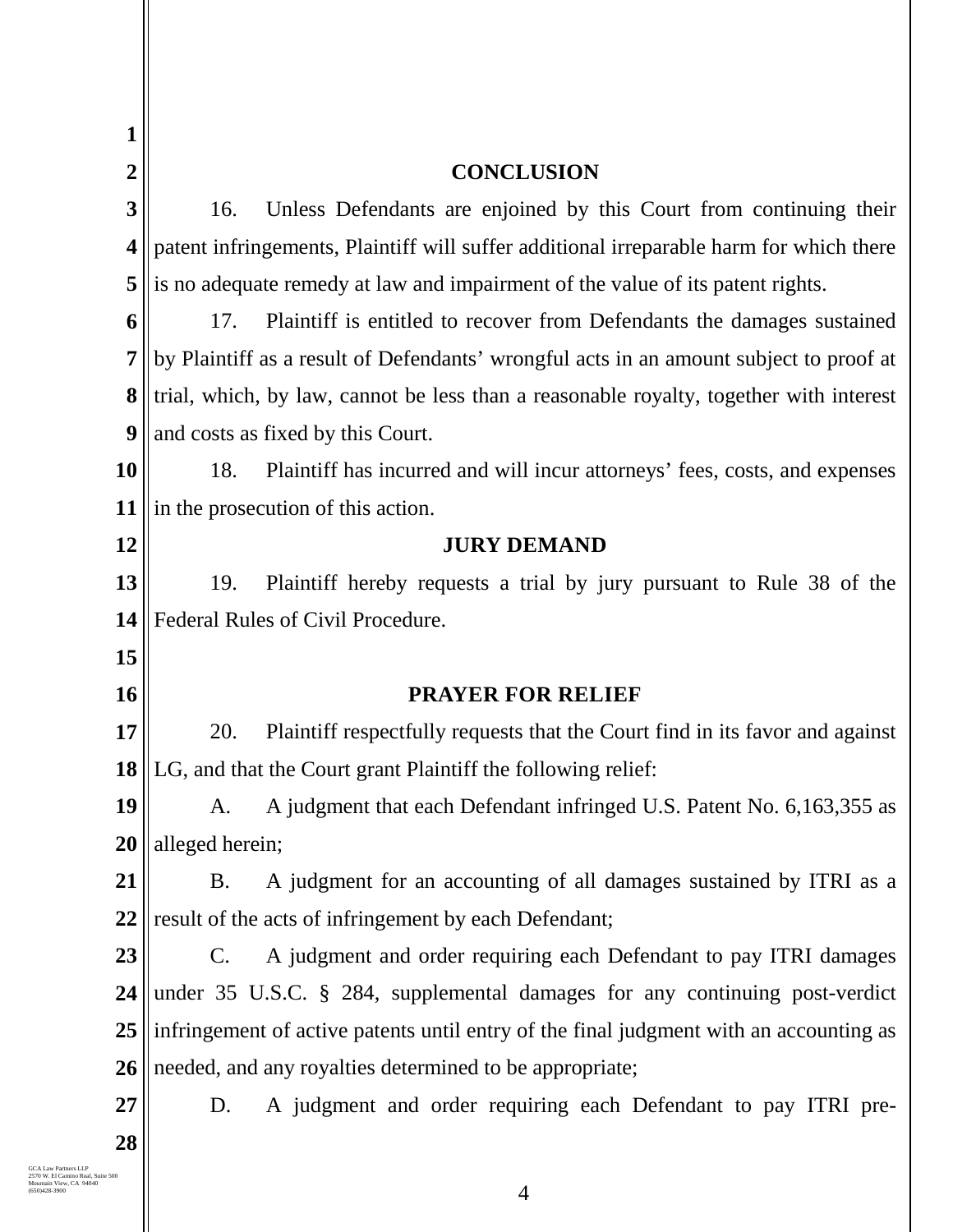## CONCLUSION

16. Unless Defendants are enjoined by this Court from continuing their patent infringements, Plaintiff will suffer additional irreparable harm for which there is no adequate remedy at law and impairment of the value of its patent rights.

17. Plaintiff is entitled to recover from Defendants the damages sustained by Plaintiff as a result of Defendants' wrongful acts in an amount subject to proof at trial, which, by law, cannot be less than a reasonable royalty, together with interest and costs as fixed by this Court.

18. Plaintiff has incurred and will incur attorneys' fees, costs, and expenses in the prosecution of this action.

## JURY DEMAND

19. Plaintiff hereby requests a trial by jury pursuant to Rule 38 of the Federal Rules of Civil Procedure.

## PRAYER FOR RELIEF

20. Plaintiff respectfully requests that the Court find in its favor and against LG, and that the Court grant Plaintiff the following relief:

A. A judgment that each Defendant infringed U.S. Patent No. 6,163,355 as alleged herein;

B. A judgment for an accounting of all damages sustained by ITRI as a result of the acts of infringement by each Defendant;

C. A judgment and order requiring each Defendant to pay ITRI damages under 35 U.S.C. § 284, supplemental damages for any continuing post-verdict infringement of active patents until entry of the final judgment with an accounting as needed, and any royalties determined to be appropriate;

D. A judgment and order requiring each Defendant to pay ITRI pre-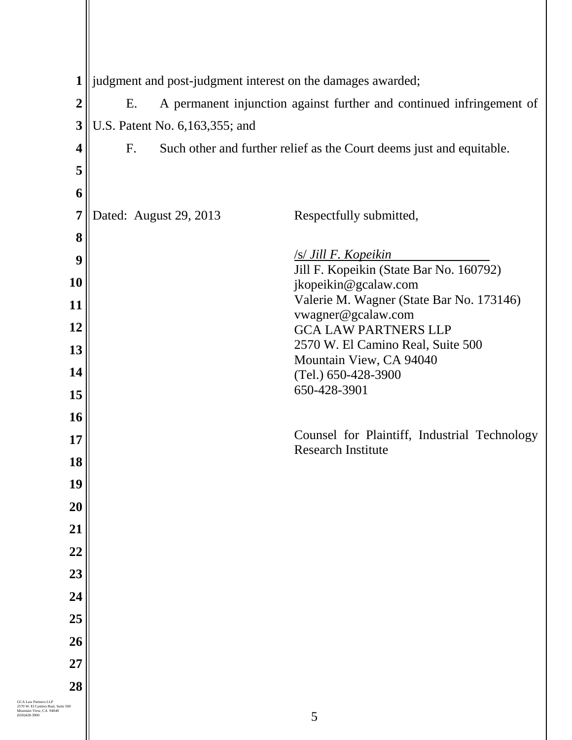judgment and post-judgment interest on the damages awarded;

E. A permanent injunction against further and continued infringement of U.S. Patent No. 6,163,355; and

F. Such other and further relief as the Court deems just and equitable.

Dated: August 29, 2013

Respectfully submitted,

/s/ *Jill F. Kopeikin*
Jill F. Kopeikin (State Bar No. 160792)
jkopeikin@gcalaw.com
Valerie M. Wagner (State Bar No. 173146)
vwagner@gcalaw.com
GCA LAW PARTNERS LLP
2570 W. El Camino Real, Suite 500
Mountain View, CA 94040
(Tel.) 650-428-3900
650-428-3901

Counsel for Plaintiff, Industrial Technology Research Institute